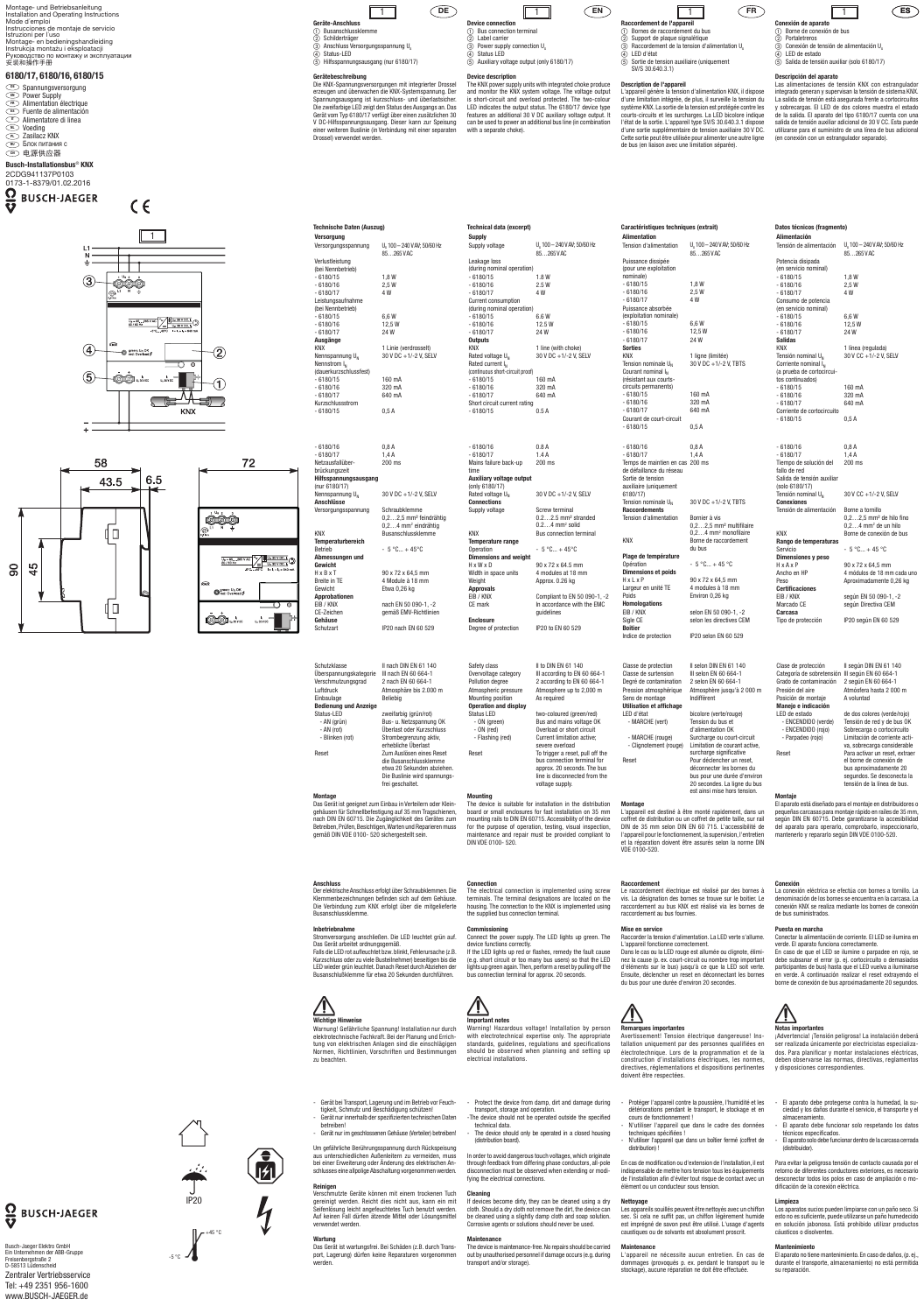Montage- und Betriebsanleitung
Installation and Operating Instructions
Mode d'emploi
Instrucciones de montaje y de servicio
Istruzioni per l'uso
Montage- en bedieningshandleiding
Instrukcja montażu i eksploatacji
Руководство по монтажу и эксплуатации
安装和操作手册

**6180/17, 6180/16, 6180/15**

- DE Spannungsversorgung
- EN Power Supply
- FR Alimentation électrique
- ES Fuente de alimentación
- IT Alimentatore di linea
- NL Voeding
- PL Zasilacz KNX
- RU Блок питания с
- CN 电源供应器

**Busch-Installationsbus® KNX**

2CDG941137P0103
0173-1-8379/01.02.2016

BUSCH-JAEGER

KNX

58 · 43.5 · 6.5 · 72 · 90 · 45

IP20

+45 °C · -5 °C

BUSCH-JAEGER

Busch-Jaeger Elektro GmbH
Ein Unternehmen der ABB-Gruppe
Freisenbergstraße 2
D-58513 Lüdenscheid

Zentraler Vertriebsservice
Tel: +49 2351 956-1600
www.BUSCH-JAEGER.de

# DE

## Geräte-Anschluss

1. Busanschlussklemme
2. Schildertràger
3. Anschluss Versorgungsspannung $U_s$
4. Status-LED
5. Hilfsspannungsausgang (nur 6180/17)

## Gerätebeschreibung

Die KNX-Spannungsversorgungen mit integrierter Drossel erzeugen und überwachen die KNX-Systemspannung. Der Spannungsausgang ist kurzschluss- und überlastfest. Die zweifarbige LED zeigt den Status des Ausgangs an. Das Gerät vom Typ 6180/17 verfügt über einen zusätzlichen 30 V DC-Hilfsspannungsausgang. Dieser kann zur Speisung einer weiteren Buslinie (in Verbindung mit einer separaten Drossel) verwendet werden.

## Technische Daten (Auszug)

| | |
|---|---|
| **Versorgung** | |
| Versorgungsspannung | $U_s$ 100 – 240 V AC 50/60 Hz 85…265 V AC |
| Verlustleistung (bei Nennbetrieb) | |
| - 6180/15 | 1,8 W |
| - 6180/16 | 2,5 W |
| - 6180/17 | 4 W |
| Leistungsaufnahme (bei Nennbetrieb) | |
| - 6180/15 | 6,6 W |
| - 6180/16 | 12,5 W |
| - 6180/17 | 24 W |
| **Ausgänge** | |
| KNX | 1 Linie (verdrosselt) |
| Nennspannung $U_N$ | 30 V DC +1/-2 V, SELV |
| Nennstrom $I_N$ (dauerkurzschlussfest) | |
| - 6180/15 | 160 mA |
| - 6180/16 | 320 mA |
| - 6180/17 | 640 mA |
| Kurzschlussstrom | |
| - 6180/15 | 0,5 A |
| - 6180/16 | 0,8 A |
| - 6180/17 | 1,4 A |
| Netzausfallüber­brückungszeit | 200 ms |
| **Hilfsspannungsausgang** (nur 6180/17) | |
| Nennspannung $U_N$ | 30 V DC +1/-2 V, SELV |
| **Anschlüsse** | |
| Versorgungsspannung | Schraubklemme 0,2…2,5 mm² feindrähtig 0,2…4 mm² eindrähtig |
| KNX | Busanschlussklemme |
| **Temperaturbereich** | |
| Betrieb | - 5 °C… + 45°C |
| **Abmessungen und Gewicht** | |
| H x B x T | 90 x 72 x 64,5 mm |
| Breite in TE | 4 Module à 18 mm |
| Gewicht | Etwa 0,26 kg |
| **Approbationen** | |
| EIB / KNX | nach EN 50 090-1, -2 |
| CE-Zeichen | gemäß EMV-Richtlinien |
| **Gehäuse** | |
| Schutzart | IP20 nach EN 60 529 |
| Schutzklasse | II nach DIN EN 61 140 |
| Überspannungskategorie | III nach EN 60 664-1 |
| Verschmutzungsgrad | 2 nach EN 60 664-1 |
| Luftdruck | Atmosphäre bis 2.000 m |
| Einbaulage | Beliebig |
| **Bedienung und Anzeige** | |
| Status-LED | zweifarbig (grün/rot) |
| - AN (grün) | Bus- u. Netzspannung OK |
| - AN (rot) | Überlast oder Kurzschluss |
| - Blinken (rot) | Strombegrenzung aktiv, erhebliche Überlast |
| Reset | Zum Auslösen eines Reset die Busanschlussklemme etwa 20 Sekunden abziehen. Die Buslinie wird spannungsfrei geschaltet. |

## Montage

Das Gerät ist geeignet zum Einbau in Verteilern oder Kleingehäusen für Schnellbefestigung auf 35 mm Tragschienen, nach DIN EN 60715. Die Zugänglichkeit des Gerätes zum Betreiben, Prüfen, Besichtigen, Warten und Reparieren muss gemäß DIN VDE 0100- 520 sichergestellt sein.

## Anschluss

Der elektrische Anschluss erfolgt über Schraubklemmen. Die Klemmenbezeichnungen befinden sich auf dem Gehäuse. Die Verbindung zum KNX erfolgt über die mitgelieferte Busanschlussklemme.

## Inbetriebnahme

Stromversorgung anschließen. Die LED leuchtet grün auf. Das Gerät arbeitet ordnungsgemäß.
Falls die LED rot aufleuchtet bzw. blinkt, Fehlerursache (z.B. Kurzschluss oder zu viele Busteilnehmer) beseitigen bis die LED wieder grün leuchtet. Danach Reset durch Abziehen der Busanschlussklemme für etwa 20 Sekunden durchführen.

## Wichtige Hinweise

Warnung! Gefährliche Spannung! Installation nur durch elektrotechnische Fachkraft. Bei der Planung und Errichtung von elektrischen Anlagen sind die einschlägigen Normen, Richtlinien, Vorschriften und Bestimmungen zu beachten.

- Gerät bei Transport, Lagerung und im Betrieb vor Feuchtigkeit, Schmutz und Beschädigung schützen!
- Gerät nur innerhalb der spezifizierten technischen Daten betreiben!
- Gerät nur im geschlossenen Gehäuse (Verteiler) betreiben!

Um gefährliche Berührungsspannung durch Rückspeisung aus unterschiedlichen Außenleitern zu vermeiden, muss bei einer Erweiterung oder Änderung des elektrischen Anschlusses eine allpolige Abschaltung vorgenommen werden.

## Reinigen

Verschmutzte Geräte können mit einem trockenen Tuch gereinigt werden. Reicht dies nicht aus, kann ein mit Seifenlösung leicht angefeuchtetes Tuch benutzt werden. Auf keinen Fall dürfen ätzende Mittel oder Lösungsmittel verwendet werden.

## Wartung

Das Gerät ist wartungsfrei. Bei Schäden (z.B. durch Transport, Lagerung) dürfen keine Reparaturen vorgenommen werden.

# EN

## Device connection

1. Bus connection terminal
2. Label carrier
3. Power supply connection $U_s$
4. Status LED
5. Auxiliary voltage output (only 6180/17)

## Device description

The KNX power supply units with integrated choke produce and monitor the KNX system voltage. The voltage output is short-circuit and overload protected. The two-colour LED indicates the output status. The 6180/17 device type features an additional 30 V DC auxiliary voltage output. It can be used to power an additional bus line (in combination with a separate choke).

## Technical data (excerpt)

| | |
|---|---|
| **Supply** | |
| Supply voltage | $U_s$ 100 – 240 V AC 50/60 Hz 85…265 V AC |
| Leakage loss (during nominal operation) | |
| - 6180/15 | 1.8 W |
| - 6180/16 | 2.5 W |
| - 6180/17 | 4 W |
| Current consumption (during nominal operation) | |
| - 6180/15 | 6.6 W |
| - 6180/16 | 12.5 W |
| - 6180/17 | 24 W |
| **Outputs** | |
| KNX | 1 line (with choke) |
| Rated voltage $U_N$ | 30 V DC +1/-2 V, SELV |
| Rated current $I_N$ (continuous short-circuit proof) | |
| - 6180/15 | 160 mA |
| - 6180/16 | 320 mA |
| - 6180/17 | 640 mA |
| Short circuit current rating | |
| - 6180/15 | 0.5 A |
| - 6180/16 | 0.8 A |
| - 6180/17 | 1.4 A |
| Mains failure back-up time | 200 ms |
| **Auxiliary voltage output** (only 6180/17) | |
| Rated voltage $U_N$ | 30 V DC +1/-2 V, SELV |
| **Connections** | |
| Supply voltage | Screw terminal 0.2…2.5 mm² stranded 0.2…4 mm² solid |
| KNX | Bus connection terminal |
| **Temperature range** | |
| Operation | - 5 °C… + 45°C |
| **Dimensions and weight** | |
| H x W x D | 90 x 72 x 64.5 mm |
| Width in space units | 4 modules at 18 mm |
| Weight | Approx. 0.26 kg |
| **Approvals** | |
| EIB / KNX | Compliant to EN 50 090-1, -2 |
| CE mark | In accordance with the EMC guidelines |
| **Enclosure** | |
| Degree of protection | IP20 to EN 60 529 |
| Safety class | II to DIN EN 61 140 |
| Overvoltage category | III according to EN 60 664-1 |
| Pollution degree | 2 according to EN 60 664-1 |
| Atmospheric pressure | Atmosphere up to 2,000 m |
| Mounting position | As required |
| **Operation and display** | |
| Status LED | two-coloured (green/red) |
| - ON (green) | Bus and mains voltage OK |
| - ON (red) | Overload or short circuit |
| - Flashing (red) | Current limitation active; severe overload |
| Reset | To trigger a reset, pull off the bus connection terminal for approx. 20 seconds. The bus line is disconnected from the voltage supply. |

## Mounting

The device is suitable for installation in the distribution board or small enclosures for fast installation on 35 mm mounting rails to DIN EN 60715. Accessibility of the device for the purpose of operation, testing, visual inspection, maintenance and repair must be provided compliant to DIN VDE 0100- 520.

## Connection

The electrical connection is implemented using screw terminals. The terminal designations are located on the housing. The connection to the KNX is implemented using the supplied bus connection terminal.

## Commissioning

Connect the power supply. The LED lights up green. The device functions correctly.
If the LED lights up red or flashes, remedy the fault cause (e.g. short circuit or too many bus users) so that the LED lights up green again. Then, perform a reset by pulling off the bus connection terminal for approx. 20 seconds.

## Important notes

Warning! Hazardous voltage! Installation by person with electrotechnical expertise only. The appropriate standards, guidelines, regulations and specifications should be observed when planning and setting up electrical installations.

- Protect the device from damp, dirt and damage during transport, storage and operation.
- The device should not be operated outside the specified technical data.
- The device should only be operated in a closed housing (distribution board).

In order to avoid dangerous touch voltages, which originate through feedback from differing phase conductors, all-pole disconnection must be observed when extending or modifying the electrical connections.

## Cleaning

If devices become dirty, they can be cleaned using a dry cloth. Should a dry cloth not remove the dirt, the device can be cleaned using a slightly damp cloth and soap solution. Corrosive agents or solutions should never be used.

## Maintenance

The device is maintenance-free. No repairs should be carried out by unauthorised personnel if damage occurs (e.g. during transport and/or storage).

# FR

## Raccordement de l'appareil

1. Bornes de raccordement du bus
2. Support de plaque signalétique
3. Raccordement de la tension d'alimentation $U_s$
4. LED d'état
5. Sortie de tension auxiliaire (uniquement SV/S 30.640.3.1)

## Description de l'appareil

L'appareil génère la tension d'alimentation KNX, il dispose d'une limitation intégrée, de plus, il surveille la tension du système KNX. La sortie de la tension est protégée contre les courts-circuits et les surcharges. La LED bicolore indique l'état de la sortie. L'appareil type SV/S 30.640.3.1 dispose d'une sortie supplémentaire de tension auxiliaire 30 V DC. Cette sortie peut être utilisée pour alimenter une autre ligne de bus (en liaison avec une limitation séparée).

## Caractéristiques techniques (extrait)

| | |
|---|---|
| **Alimentation** | |
| Tension d'alimentation | $U_s$ 100 – 240 V AC 50/60 Hz 85…265 V AC |
| Puissance dissipée (pour une exploitation nominale) | |
| - 6180/15 | 1,8 W |
| - 6180/16 | 2,5 W |
| - 6180/17 | 4 W |
| Puissance absorbée (exploitation nominale) | |
| - 6180/15 | 6,6 W |
| - 6180/16 | 12,5 W |
| - 6180/17 | 24 W |
| **Sorties** | |
| KNX | 1 ligne (limitée) |
| Tension nominale $U_N$ | 30 V DC +1/-2 V, TBTS |
| Courant nominal $I_N$ (résistant aux courts-circuits permanents) | |
| - 6180/15 | 160 mA |
| - 6180/16 | 320 mA |
| - 6180/17 | 640 mA |
| Courant de court-circuit | |
| - 6180/15 | 0,5 A |
| - 6180/16 | 0,8 A |
| - 6180/17 | 1,4 A |
| Temps de maintien en cas de défaillance du réseau | 200 ms |
| Sortie de tension auxiliaire (uniquement 6180/17) | |
| Tension nominale $U_N$ | 30 V DC +1/-2 V, TBTS |
| **Raccordements** | |
| Tension d'alimentation | Bornier à vis 0,2…2,5 mm² multifilaire 0,2…4 mm² monofilaire |
| KNX | Borne de raccordement du bus |
| **Plage de température** | |
| Opération | - 5 °C… + 45 °C |
| **Dimensions et poids** | |
| H x L x P | 90 x 72 x 64,5 mm |
| Largeur en unité TE | 4 modules à 18 mm |
| Poids | Environ 0,26 kg |
| **Homologations** | |
| EIB / KNX | selon EN 50 090-1, -2 |
| Sigle CE | selon les directives CEM |
| **Boîtier** | |
| Indice de protection | IP20 selon EN 60 529 |
| Classe de protection | II selon DIN EN 61 140 |
| Classe de surtension | III selon EN 60 664-1 |
| Degré de contamination | 2 selon EN 60 664-1 |
| Pression atmosphérique | Atmosphère jusqu'à 2 000 m |
| Sens de montage | Indifférent |
| **Utilisation et affichage** | |
| LED d'état | bicolore (verte/rouge) |
| - MARCHE (vert) | Tension du bus et d'alimentation OK |
| - MARCHE (rouge) | Surcharge ou court-circuit |
| - Clignotement (rouge) | Limitation de courant active, surcharge significative |
| Reset | Pour déclencher un reset, déconnecter les bornes du bus pour une durée d'environ 20 secondes. La ligne du bus est ainsi mise hors tension. |

## Montage

L'appareil est destiné à être monté rapidement, dans un coffret de distribution ou un coffret de petite taille, sur rail DIN de 35 mm selon DIN EN 60 715. L'accessibilité de l'appareil pour le fonctionnement, la supervision, l'entretien et la réparation doivent être assurés selon la norme DIN VDE 0100-520.

## Raccordement

Le raccordement électrique est réalisé par des bornes à vis. La désignation des bornes se trouve sur le boîtier. Le raccordement au bus KNX est réalisé via les bornes de raccordement au bus fournies.

## Mise en service

Raccorder la tension d'alimentation. La LED verte s'allume. L'appareil fonctionne correctement.
Dans le cas où la LED rouge est allumée ou clignote, éliminez la cause (p. ex. court-circuit ou nombre trop important d'éléments sur le bus) jusqu'à ce que la LED soit verte. Ensuite, déclencher un reset en déconnectant les bornes du bus pour une durée d'environ 20 secondes.

## Remarques importantes

Avertissement! Tension électrique dangereuse! Installation uniquement par des personnes qualifiées en électrotechnique. Lors de la programmation et de la construction d'installations électriques, les normes, directives, réglementations et dispositions pertinentes doivent être respectées.

- Protéger l'appareil contre la poussière, l'humidité et les détériorations pendant le transport, le stockage et en cours de fonctionnement !
- N'utiliser l'appareil que dans le cadre des données techniques spécifiées !
- N'utiliser l'appareil que dans un boîtier fermé (coffret de distribution) !

En cas de modification ou d'extension de l'installation, il est indispensable de mettre hors tension tous les équipements de l'installation afin d'éviter tout risque de contact avec un élément ou un conducteur sous tension.

## Nettoyage

Les appareils souillés peuvent être nettoyés avec un chiffon sec. Si cela ne suffit pas, un chiffon légèrement humide est imprégné de savon peut être utilisé. L'usage d'agents caustiques ou de solvants est absolument proscrit.

## Maintenance

L'appareil ne nécessite aucun entretien. En cas de dommages (provoqués p. ex. pendant le transport ou le stockage), aucune réparation ne doit être effectuée.

# ES

## Conexión de aparato

1. Borne de conexión de bus
2. Portaletreros
3. Conexión de tensión de alimentación $U_s$
4. LED de estado
5. Salida de tensión auxiliar (solo 6180/17)

## Descripción del aparato

Las alimentaciones de tensión KNX con estrangulador integrado generan y supervisan la tensión de sistema KNX. La salida de tensión está asegurada frente a cortocircuitos y sobrecargas. El LED de dos colores muestra el estado de la salida. El aparato del tipo 6180/17 cuenta con una salida de tensión auxiliar adicional de 30 V CC. Esta puede utilizarse para el suministro de una línea de bus adicional (en conexión con un estrangulador separado).

## Datos técnicos (fragmento)

| | |
|---|---|
| **Alimentación** | |
| Tensión de alimentación | $U_s$ 100 – 240 V AC 50/60 Hz 85…265 V AC |
| Potencia disipada (en servicio nominal) | |
| - 6180/15 | 1,8 W |
| - 6180/16 | 2,5 W |
| - 6180/17 | 4 W |
| Consumo de potencia (en servicio nominal) | |
| - 6180/15 | 6,6 W |
| - 6180/16 | 12,5 W |
| - 6180/17 | 24 W |
| **Salidas** | |
| KNX | 1 línea (regulada) |
| Tensión nominal $U_N$ | 30 V CC +1/-2 V, SELV |
| Corriente nominal $I_N$ (a prueba de cortocircuitos continuados) | |
| - 6180/15 | 160 mA |
| - 6180/16 | 320 mA |
| - 6180/17 | 640 mA |
| Corriente de cortocircuito | |
| - 6180/15 | 0,5 A |
| - 6180/16 | 0,8 A |
| - 6180/17 | 1,4 A |
| Tiempo de solución del fallo de red | 200 ms |
| Salida de tensión auxiliar (solo 6180/17) | |
| Tensión nominal $U_N$ | 30 V CC +1/-2 V, SELV |
| **Conexiones** | |
| Tensión de alimentación | Borne a tornillo 0,2…2,5 mm² de hilo fino 0,2…4 mm² de un hilo |
| KNX | Borne de conexión de bus |
| **Rango de temperaturas** | |
| Servicio | - 5 °C… + 45 °C |
| **Dimensiones y peso** | |
| H x A x P | 90 x 72 x 64,5 mm |
| Ancho en HP | 4 módulos de 18 mm cada uno |
| Peso | Aproximadamente 0,26 kg |
| **Certificaciones** | |
| EIB / KNX | según EN 50 090-1, -2 |
| Marcado CE | según Directiva CEM |
| **Carcasa** | |
| Tipo de protección | IP20 según EN 60 529 |
| Clase de protección | II según DIN EN 61 140 |
| Categoría de sobretensión | III según EN 60 664-1 |
| Grado de contaminación | 2 según EN 60 664-1 |
| Presión del aire | Atmósfera hasta 2 000 m |
| Posición de montaje | A voluntad |
| **Manejo e indicación** | |
| LED de estado | de dos colores (verde/rojo) |
| - ENCENDIDO (verde) | Tensión de red y de bus OK |
| - ENCENDIDO (rojo) | Sobrecarga o cortocircuito |
| - Parpadeo (rojo) | Limitación de corriente activa, sobrecarga considerable |
| Reset | Para activar un reset, extraer el borne de conexión de bus aproximadamente 20 segundos. Se desconecta la tensión de la línea de bus. |

## Montaje

El aparato está diseñado para el montaje en distribuidores o pequeñas carcasas para montaje rápido en railes de 35 mm, según DIN EN 60715. Debe garantizarse la accesibilidad del aparato para operarlo, comprobarlo, inspeccionarlo, mantenerlo y repararlo según DIN VDE 0100-520.

## Conexión

La conexión eléctrica se efectúa con bornes a tornillo. La denominación de los bornes se encuentra en la carcasa. La conexión KNX se realiza mediante los bornes de conexión de bus suministrados.

## Puesta en marcha

Conectar la alimentación de corriente. El LED se ilumina en verde. El aparato funciona correctamente.
En caso de que el LED se ilumine o parpadee en rojo, se debe subsanar el error (p. ej. cortocircuito o demasiados participantes de bus) hasta que el LED vuelva a iluminarse en verde. A continuación realizar el reset extrayendo el borne de conexión de bus aproximadamente 20 segundos.

## Notas importantes

¡Advertencia! ¡Tensión peligrosa! La instalación deberá ser realizada únicamente por electricistas especializados. Para planificar y montar instalaciones eléctricas, deben observarse las normas, directivas, reglamentos y disposiciones correspondientes.

- El aparato debe protegerse contra la humedad, la suciedad y los daños durante el servicio, el transporte y el almacenamiento.
- El aparato debe funcionar solo respetando los datos técnicos especificados.
- El aparato solo debe funcionar dentro de la carcasa cerrada (distribuidor).

Para evitar la peligrosa tensión de contacto causada por el retorno de diferentes conductores exteriores, es necesario desconectar todos los polos en caso de ampliación o modificación de la conexión eléctrica.

## Limpieza

Los aparatos sucios pueden limpiarse con un paño seco. Si esto no es suficiente, puede utilizarse un paño humedecido en solución jabonosa. Está prohibido utilizar productos cáusticos o disolventes.

## Mantenimiento

El aparato no tiene mantenimiento. En caso de daños, (p. ej., durante el transporte, almacenamiento) no está permitida su reparación.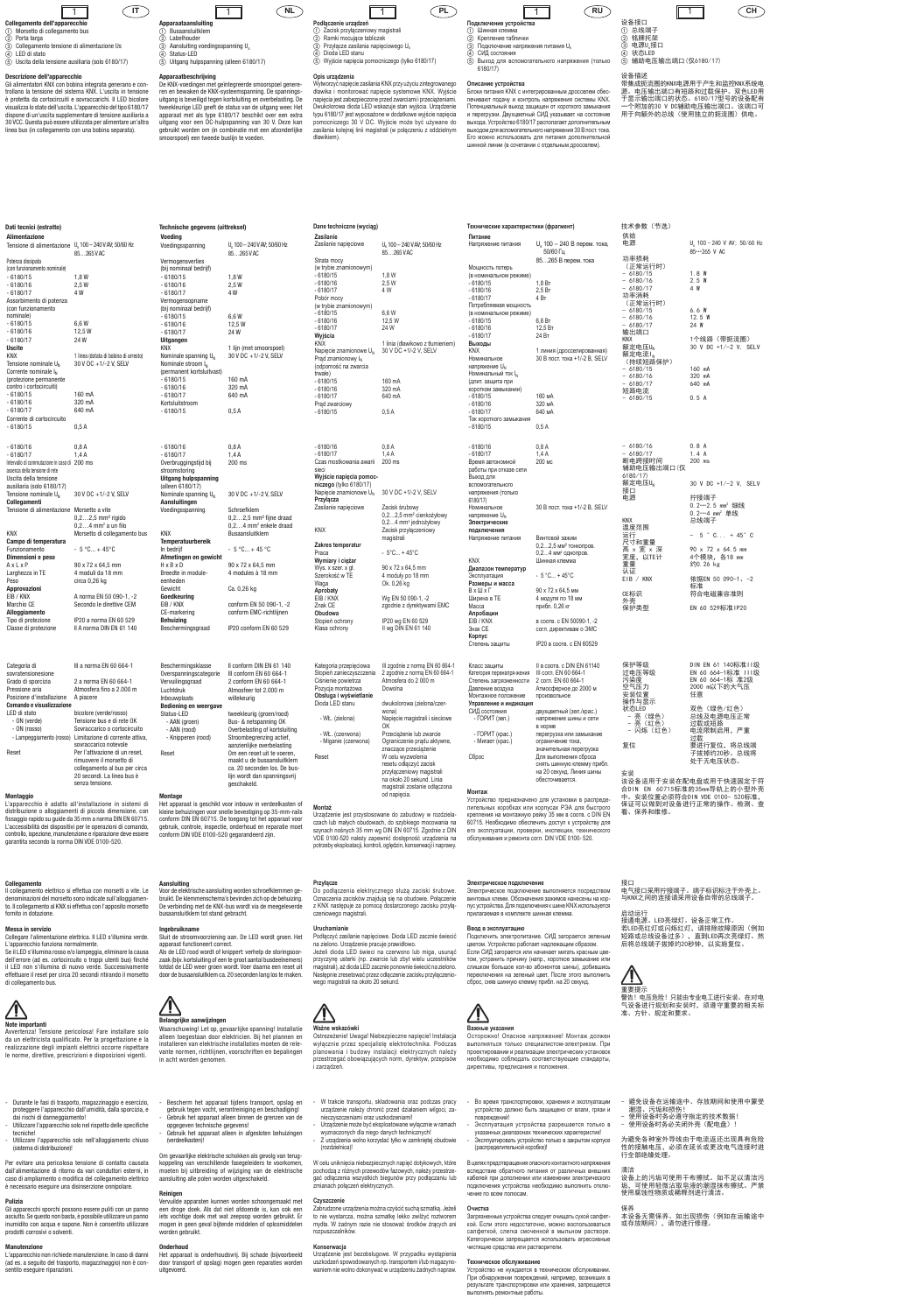# Collegamento dell'apparecchio

① Morsetto di collegamento bus
② Porta targa
③ Collegamento tensione di alimentazione Us
④ LED di stato
⑤ Uscita della tensione ausiliaria (solo 6180/17)

## Descrizione dell'apparecchio

Gli alimentatori KNX con bobina integrata generano e controllano la tensione del sistema KNX. L'uscita in tensione è protetta da cortocircuiti e sovraccarichi. Il LED bicolore visualizza lo stato dell'uscita. L'apparecchio del tipo 6180/17 dispone di un'uscita supplementare di tensione ausiliaria a 30 VCC. Questa può essere utilizzata per alimentare un'altra linea bus (in collegamento con una bobina separata).

## Dati tecnici (estratto)

| | |
|---|---|
| **Alimentazione** | |
| Tensione di alimentazione | $U_s$ 100 – 240 V AV; 50/60 Hz 85…265 V AC |
| Potenza dissipata (con funzionamento nominale) | |
| - 6180/15 | 1,8 W |
| - 6180/16 | 2,5 W |
| - 6180/17 | 4 W |
| Assorbimento di potenza (con funzionamento nominale) | |
| - 6180/15 | 6,6 W |
| - 6180/16 | 12,5 W |
| - 6180/17 | 24 W |
| **Uscite** | |
| KNX | 1 linea (dotata di bobina di arresto) |
| Tensione nominale $U_N$ | 30 V DC +1/-2 V, SELV |
| Corrente nominale $I_N$ (protezione permanente contro i cortocircuiti) | |
| - 6180/15 | 160 mA |
| - 6180/16 | 320 mA |
| - 6180/17 | 640 mA |
| Corrente di cortocircuito | |
| - 6180/15 | 0,5 A |
| - 6180/16 | 0,8 A |
| - 6180/17 | 1,4 A |
| Intervallo di commutazione in caso di assenza della tensione di rete | 200 ms |
| Uscita della tensione ausiliaria (solo 6180/17) | |
| Tensione nominale $U_N$ | 30 V DC +1/-2 V, SELV |
| **Collegamenti** | |
| Tensione di alimentazione | Morsetto a vite 0,2…2,5 mm² rigido 0,2…4 mm² a un filo |
| KNX | Morsetto di collegamento bus |
| **Campo di temperatura** | |
| Funzionamento | - 5 °C… + 45 °C |
| **Dimensioni e peso** | |
| A x L x P | 90 x 72 x 64,5 mm |
| Larghezza in TE | 4 moduli da 18 mm |
| Peso | circa 0,26 kg |
| **Approvazioni** | |
| EIB / KNX | A norma EN 50 090-1, -2 |
| Marchio CE | Secondo le direttive CEM |
| **Alloggiamento** | |
| Tipo di protezione | IP20 a norma EN 60 529 |
| Classe di protezione | II A norma DIN EN 61 140 |
| Categoria di sovratensione | III a norma EN 60 664-1 |
| Grado di sporcizia | 2 a norma EN 60 664-1 |
| Pressione aria | Atmosfera fino a 2.000 m |
| Posizione d'installazione | A piacere |
| **Comando e visualizzazione** | |
| LED di stato | bicolore (verde/rosso) |
| - ON (verde) | Tensione bus e di rete OK |
| - ON (rosso) | Sovraccarico o cortocircuito |
| - Lampeggiamento (rosso) | Limitazione di corrente attiva, sovraccarico notevole |
| Reset | Per l'attivazione di un reset, rimuovere il morsetto di collegamento al bus per circa 20 secondi. La linea bus è senza tensione. |

## Montaggio

L'apparecchio è adatto all'installazione in sistemi di distribuzione e alloggiamenti di piccola dimensione, con fissaggio rapido su guide da 35 mm a norma DIN EN 60715. L'accessibilità dei dispositivi per le operazioni di comando, controllo, ispezione, manutenzione e riparazione deve essere garantita secondo la norma DIN VDE 0100-520.

## Collegamento

Il collegamento elettrico si effettua con morsetti a vite. Le denominazioni dei morsetti sono indicate sull'alloggiamento. Il collegamento al KNX si effettua con l'apposito morsetto fornito in dotazione.

## Messa in servizio

Collegare l'alimentazione elettrica. Il LED si illumina verde. L'apparecchio funziona normalmente.

Se il LED si illumina rosso e/o lampeggia, eliminare la causa dell'errore (ad es. cortocircuito o troppi utenti bus) finché il LED non si illumina di nuovo verde. Successivamente effettuare il reset per circa 20 secondi ritirando il morsetto di collegamento bus.

## Note importanti

Avvertenza! Tensione pericolosa! Fare installare solo da un elettricista qualificato. Per la progettazione e la realizzazione degli impianti elettrici occorre rispettare le norme, direttive, prescrizioni e disposizioni vigenti.

- Durante le fasi di trasporto, magazzinaggio e esercizio, proteggere l'apparecchio dall'umidità, dalla sporcizia, e dai rischi di danneggiamento!
- Utilizzare l'apparecchio solo nel rispetto delle specifiche tecniche!
- Utilizzare l'apparecchio solo nell'alloggiamento chiuso (sistema di distribuzione)!

Per evitare una pericolosa tensione di contatto causata dall'alimentazione di ritorno da vari conduttori esterni, in caso di ampliamento o modifica del collegamento elettrico è necessario eseguire una disinserzione onnipolare.

## Pulizia

Gli apparecchi sporchi possono essere puliti con un panno asciutto. Se questo non basta, è possibile utilizzare un panno inumidito con acqua e sapone. Non è consentito utilizzare prodotti corrosivi o solventi.

## Manutenzione

L'apparecchio non richiede manutenzione. In caso di danni (ad es. a seguito del trasporto, magazzinaggio) non è consentito eseguire riparazioni.

---

# Apparaataansluiting

① Busaansluitklem
② Labelhouder
③ Aansluiting voedingsspanning $U_s$
④ Status-LED
⑤ Uitgang hulpspanning (alleen 6180/17)

## Apparaatbeschrijving

De KNX-voedingen met geïntegreerde smoorspoel genereren en bewaken de KNX-systeemspanning. De spanningsuitgang is beveiligd tegen kortsluiting en overbelasting. De tweekleurige LED geeft de status van de uitgang weer. Het apparaat met als type 6180/17 beschikt over een extra uitgang voor een DC-hulpspanning van 30 V. Deze kan gebruikt worden om (in combinatie met een afzonderlijke smoorspoel) een tweede buslijn te voeden.

## Technische gegevens (uittreksel)

| | |
|---|---|
| **Voeding** | |
| Voedingsspanning | $U_s$ 100 – 240 V AV; 50/60 Hz 85…265 V AC |
| Vermogensverlies (bij nominaal bedrijf) | |
| - 6180/15 | 1,8 W |
| - 6180/16 | 2,5 W |
| - 6180/17 | 4 W |
| Vermogensopname (bij nominaal bedrijf) | |
| - 6180/15 | 6,6 W |
| - 6180/16 | 12,5 W |
| - 6180/17 | 24 W |
| **Uitgangen** | |
| KNX | 1 lijn (met smoorspoel) |
| Nominale spanning $U_N$ | 30 V DC +1/-2 V, SELV |
| Nominale stroom $I_N$ (permanent kortsluitvast) | |
| - 6180/15 | 160 mA |
| - 6180/16 | 320 mA |
| - 6180/17 | 640 mA |
| Kortsluitstroom | |
| - 6180/15 | 0,5 A |
| - 6180/16 | 0,8 A |
| - 6180/17 | 1,4 A |
| Overbruggingstijd bij stroomstoring | 200 ms |
| **Uitgang hulpspanning** (alleen 6180/17) | |
| Nominale spanning $U_N$ | 30 V DC +1/-2 V, SELV |
| **Aansluitingen** | |
| Voedingsspanning | Schroefklem 0,2…2,5 mm² fijne draad 0,2…4 mm² enkele draad |
| KNX | Busaansluitklem |
| **Temperatuurbereik** | |
| In bedrijf | - 5 °C… + 45 °C |
| **Afmetingen en gewicht** | |
| H x B x D | 90 x 72 x 64,5 mm |
| Breedte in module-eenheden | 4 modules à 18 mm |
| Gewicht | Ca. 0,26 kg |
| **Goedkeuring** | |
| EIB / KNX | conform EN 50 090-1, -2 |
| CE-markering | conform EMC-richtlijnen |
| **Behuizing** | |
| Beschermingsgraad | IP20 conform EN 60 529 |
| Beschermingsklasse | II conform DIN EN 61 140 |
| Overspanningscategorie | III conform EN 60 664-1 |
| Vervuilingsgraad | 2 conform EN 60 664-1 |
| Luchtdruk | Atmosfeer tot 2.000 m |
| Inbouwplaats | willekeurig |
| **Bediening en weergave** | |
| Status-LED | tweekleurig (groen/rood) |
| - AAN (groen) | Bus- & netspanning OK |
| - AAN (rood) | Overbelasting of kortsluiting |
| - Knipperen (rood) | Stroombegrenzing actief, aanzienlijke overbelasting |
| Reset | Om een reset uit te voeren, maakt u de busaansluitklem ca. 20 seconden los. De buslijn wordt dan spanningsvrij geschakeld. |

## Montage

Het apparaat is geschikt voor inbouw in verdeelkasten of kleine behuizingen voor snelle bevestiging op 35-mm-rails conform DIN EN 60715. De toegang tot het apparaat voor gebruik, controle, inspectie, onderhoud en reparatie moet conform DIN VDE 0100-520 gegarandeerd zijn.

## Aansluiting

Voor de elektrische aansluiting worden schroefklemmen gebruikt. De klemmenschema's bevinden zich op de behuizing. De verbinding met de KNX-bus wordt via de meegeleverde busaansluitklem tot stand gebracht.

## Ingebruikname

Sluit de stroomvoorziening aan. De LED wordt groen. Het apparaat functioneert correct.

Als de LED rood wordt of knippert: verhelp de storingsoorzaak (bijv. kortsluiting of een te groot aantal busdeelnemers) totdat de LED weer groen wordt. Voer daarna een reset uit door de busaansluitklem ca. 20 seconden lang los te maken.

## Belangrijke aanwijzingen

Waarschuwing! Let op, gevaarlijke spanning! Installatie alleen toegestaan door elektricien. Bij het plannen en installeren van elektrische installaties moeten de relevante normen, richtlijnen, voorschriften en bepalingen in acht worden genomen.

- Bescherm het apparaat tijdens transport, opslag en gebruik tegen vocht, verontreiniging en beschadiging!
- Gebruik het apparaat alleen binnen de grenzen van de opgegeven technische gegevens!
- Gebruik het apparaat alleen in afgesloten behuizingen (verdeelkasten)!

Om gevaarlijke elektrische schokken als gevolg van terugkoppeling van verschillende faseg eleiders te voorkomen, moeten bij uitbreiding of wijziging van de elektrische aansluiting alle polen worden uitgeschakeld.

## Reinigen

Vervuilde apparaten kunnen worden schoongemaakt met een droge doek. Als dat niet afdoende is, kan ook een iets vochtige doek met wat zeepsop worden gebruikt. Er mogen in geen geval bijtende middelen of oplosmiddelen worden gebruikt.

## Onderhoud

Het apparaat is onderhoudsvrij. Bij schade (bijvoorbeeld door transport of opslag) mogen geen reparaties worden uitgevoerd.

---

# Podłączenie urządzeń

① Zacisk przyłączeniowy magistrali
② Ramki mocujące tabliczek
③ Przyłącze zasilania napięciowego $U_s$
④ Dioda LED stanu
⑤ Wyjście napięcia pomocniczego (tylko 6180/17)

## Opis urządzenia

Wytwarzają napięcie zasilania KNX przy użyciu zintegrowanego dławika i monitorować napięcie systemowe KNX. Wyjście napięcia jest zabezpieczone przed zwarciami i przeciążeniami. Dwukolorowa dioda LED wskazuje stan wyjścia. Urządzenie typu 6180/17 jest wyposażone w dodatkowe wyjście napięcia pomocniczego 30 V DC. Wyjście może być używane do zasilania kolejnej linii magistrali (w połączeniu z oddzielnym dławikiem).

## Dane techniczne (wyciąg)

| | |
|---|---|
| **Zasilanie** | |
| Zasilanie napięciowe | $U_s$ 100 – 240 V AV; 50/60 Hz 85…265 V AC |
| Strata mocy (w trybie znamionowym) | |
| - 6180/15 | 1,8 W |
| - 6180/16 | 2,5 W |
| - 6180/17 | 4 W |
| Pobór mocy (w trybie znamionowym) | |
| - 6180/15 | 6,6 W |
| - 6180/16 | 12,5 W |
| - 6180/17 | 24 W |
| **Wyjścia** | |
| KNX | 1 linia (dławikowo z tłumieniem) |
| Napięcie znamionowe $U_N$ | 30 V DC +1/-2 V, SELV |
| Prąd znamionowy $I_N$ (odporność na zwarcia trwałe) | |
| - 6180/15 | 160 mA |
| - 6180/16 | 320 mA |
| - 6180/17 | 640 mA |
| Prąd zwarciowy | |
| - 6180/15 | 0,5 A |
| - 6180/16 | 0,8 A |
| - 6180/17 | 1,4 A |
| Czas mostkowania awarii sieci | 200 ms |
| **Wyjście napięcia pomocniczego** (tylko 6180/17) | |
| Napięcie znamionowe $U_N$ | 30 V DC +1/-2 V, SELV |
| **Przyłącza** | |
| Zasilanie napięciowe | Zacisk śrubowy 0,2…2,5 mm² cienkożyłowy 0,2…4 mm² jednożyłowy |
| KNX | Zacisk przyłączeniowy magistrali |
| **Zakres temperatur** | |
| Praca | - 5°C… + 45°C |
| **Wymiary i ciężar** | |
| Wys. x szer. x gł. | 90 x 72 x 64,5 mm |
| Szerokość w TE | 4 moduły po 18 mm |
| Waga | Ok. 0,26 kg |
| **Aprobaty** | |
| EIB / KNX | Wg EN 50 090-1, -2 |
| Znak CE | zgodnie z dyrektywami EMC |
| **Obudowa** | |
| Stopień ochrony | IP20 wg EN 60 529 |
| Klasa ochrony | II wg DIN EN 61 140 |
| Kategoria przepięciowa | III zgodnie z normą EN 60 664-1 |
| Stopień zanieczyszczenia | 2 zgodnie z normą EN 60 664-1 |
| Ciśnienie powietrza | Atmosfera do 2 000 m |
| Pozycja montażowa | Dowolna |
| **Obsługa i wyświetlanie** | |
| Dioda LED stanu | dwukolorowa (zielona/czerwona) |
| - Wł. (zielona) | Napięcie magistrali i sieciowe OK |
| - Wł. (czerwona) | Przeciążenie lub zwarcie |
| - Miganie (czerwona) | Ograniczenie prądu aktywne, znaczące przeciążenie |
| Reset | W celu wyzwolenia resetu odłączyć zacisk przyłączeniowy magistrali na około 20 sekund. Linia magistrali zostanie odłączona od napięcia. |

## Montaż

Urządzenie jest przystosowane do zabudowy w rozdzielaczach lub małych obudowach, do szybkiego mocowania na szynach nośnych 35 mm wg DIN EN 60715. Zgodnie z DIN VDE 0100-520 należy zapewnić dostępność urządzenia na potrzeby eksploatacji, kontroli, oględzin, konserwacji i naprawy.

## Przyłącze

Do podłączenia elektrycznego służą zaciski śrubowe. Oznaczenia zacisków znajdują się na obudowie. Połączenie z KNX następuje za pomocą dostarczonego zacisku przyłączeniowego magistrali.

## Uruchamianie

Podłączyć zasilanie napięciowe. Dioda LED zacznie świecić na zielono. Urządzenie pracuje prawidłowo.

Jeżeli dioda LED świeci na czerwono lub miga, usunąć przyczynę usterki (np. zwarcie lub zbyt wielu uczestników magistrali) aż dioda LED zacznie ponownie świecić na zielono. Następnie zresetować przez odłączenie zacisku przyłączeniowego magistrali na około 20 sekund.

## Ważne wskazówki

Ostrzeżenie! Uwaga! Niebezpieczne napięcie! Instalacja wyłącznie przez specjalistę elektrotechnika. Podczas planowania i budowy instalacji elektrycznych należy przestrzegać obowiązujących norm, dyrektyw, przepisów i zarządzeń.

- W trakcie transportu, składowania oraz podczas pracy urządzenie należy chronić przed działaniem wilgoci, zanieczyszczeniami oraz uszkodzeniami!
- Urządzenie może być eksploatowane wyłącznie w ramach wyznaczonych dla niego danych technicznych!
- Z urządzenia wolno korzystać tylko w zamkniętej obudowie (rozdzielnica)!

W celu uniknięcia niebezpiecznych napięć dotykowych, które pochodzą z różnych przewodów fazowych, należy przestrzegać odłączenia wszystkich biegunów przy podłączaniu lub zmianach połączeń elektrycznych.

## Czyszczenie

Zabrudzone urządzenia można czyścić suchą szmatką. Jeżeli to nie wystarcza, można szmatkę lekko zwilżyć roztworem mydła. W żadnym razie nie stosować środków żrących ani rozpuszczalników.

## Konserwacja

Urządzenie jest bezobsługowe. W przypadku wystąpienia uszkodzeń spowodowanych np. transportem i/lub magazynowaniem nie wolno dokonywać w urządzeniu żadnych napraw.

---

# Подключение устройства

① Шинная клемма
② Крепление таблички
③ Подключение напряжения питания $U_s$
④ СИД состояния
⑤ Выход для вспомогательного напряжения (только 6180/17)

## Описание устройства

Блоки питания KNX с интегрированным дросселем обеспечивают подачу и контроль напряжения системы KNX. Потенциальный выход защищен от короткого замыкания и перегрузки. Двухцветный СИД указывает на состояние выхода. Устройство 6180/17 располагает дополнительным выходом для вспомогательного напряжения 30 В пост. тока. Его можно использовать для питания дополнительной шинной линии (в сочетании с отдельным дросселем).

## Технические характеристики (фрагмент)

| | |
|---|---|
| **Питание** | |
| Напряжение питания | $U_s$ 100 – 240 В перем. тока, 50/60 Гц 85…265 В перем. тока |
| Мощность потерь (в номинальном режиме) | |
| - 6180/15 | 1,8 Вт |
| - 6180/16 | 2,5 Вт |
| - 6180/17 | 4 Вт |
| Потребляемая мощность (в номинальном режиме) | |
| - 6180/15 | 6,6 Вт |
| - 6180/16 | 12,5 Вт |
| - 6180/17 | 24 Вт |
| **Выходы** | |
| KNX | 1 линия (дросселированная) |
| Номинальное напряжение $U_N$ | 30 В пост. тока +1/-2 В, SELV |
| Номинальный ток $I_N$ (длит. защита при коротком замыкании) | |
| - 6180/15 | 160 мА |
| - 6180/16 | 320 мА |
| - 6180/17 | 640 мА |
| Ток короткого замыкания | |
| - 6180/15 | 0,5 А |
| - 6180/16 | 0,8 А |
| - 6180/17 | 1,4 А |
| Время автономной работы при отказе сети | 200 мс |
| Выход для вспомогательного напряжения (только 6180/17) | |
| Номинальное напряжение $U_N$ | 30 В пост. тока +1/-2 В, SELV |
| **Электрические подключения** | |
| Напряжение питания | Винтовой зажим 0,2…2,5 мм² тонкопров. 0,2…4 мм² однопров. |
| KNX | Шинная клемма |
| **Диапазон температур** | |
| Эксплуатация | - 5 °C… + 45 °C |
| **Размеры и масса** | |
| В x Ш x Г | 90 x 72 x 64,5 мм |
| Ширина в ТЕ | 4 модуля по 18 мм |
| Масса | прибл. 0,26 кг |
| **Апробации** | |
| EIB / KNX | в соотв. с EN 50090-1, -2 |
| Знак CE | согл. директивам о ЭМС |
| **Корпус** | |
| Степень защиты | IP20 в соотв. с EN 60529 |
| Класс защиты | II в соотв. с DIN EN 61140 |
| Категория перенапряжения | III согл. EN 60 664-1 |
| Степень загрязненности | 2 согл. EN 60 664-1 |
| Давление воздуха | Атмосферное до 2000 м |
| Монтажное положение | произвольное |
| **Управление и индикация** | |
| СИД состояния | двухцветный (зел./крас.) |
| - ГОРИТ (зел.) | напряжение шины и сети в норме |
| - ГОРИТ (крас.) | перегрузка или замыкание |
| - Мигает (крас.) | ограничение тока, значительная перегрузка |
| Сброс | Для выполнения сброса снять шинную клемму прибл. на 20 секунд. Линия шины обесточивается. |

## Монтаж

Устройство предназначено для установки в распределительных коробках или корпусах РЭА для быстрого крепления на монтажную рейку 35 мм в соотв. с DIN EN 60715. Необходимо обеспечить доступ к устройству для его эксплуатации, проверки, инспекции, технического обслуживания и ремонта согл. DIN VDE 0100-520.

## Электрическое подключение

Электрическое подключение выполняется посредством винтовых клемм. Обозначения зажимов нанесены на корпус устройства. Для подключения к шине KNX используется прилагаемая в комплекте шинная клемма.

## Ввод в эксплуатацию

Подключить электропитание. СИД загорается зеленым цветом. Устройство работает надлежащим образом.

Если СИД загорается или начинает мигать красным цветом, устранить причину (напр., короткое замыкание или слишком большое кол-во абонентов шины), добившись переключения на зеленый цвет. После этого выполнить сброс, сняв шинную клемму прибл. на 20 секунд.

## Важные указания

Осторожно! Опасное напряжение! Монтаж должен выполняться только специалистом-электриком. При проектировании и реализации электрических установок необходимо соблюдать соответствующие стандарты, директивы, предписания и положения.

- Во время транспортировки, хранения и эксплуатации устройство должно быть защищено от влаги, грязи и повреждений!
- Эксплуатировать устройства разрешается только в указанных диапазонах технических характеристик!
- Эксплуатировать устройство только в закрытом корпусе (распределительной коробке)!

В целях предотвращения опасного контактного напряжения вследствие обратного питания от различных внешних кабелей при дополнении или изменении электрического подключения устройства необходимо выполнить отключение по всем полюсам.

## Очистка

Загрязненные устройства следует очищать сухой салфеткой. Если этого недостаточно, можно воспользоваться салфеткой, слегка смоченной в мыльном растворе. Категорически запрещается использовать агрессивные чистящие средства или растворители.

## Техническое обслуживание

Устройство не нуждается в техническом обслуживании. При обнаружении повреждений, например, возникших в результате транспортировки или хранения, запрещается выполнять ремонтные работы.

---

# 设备接口

① 总线端子
② 铭牌托架
③ 电源$U_s$接口
④ 状态LED
⑤ 辅助电压输出端口（仅6180/17）

## 设备描述

带集成扼流圈的KNX电源用于产生和监控KNX系统电源。电压输出端口有短路和过载保护。双色LED用于显示输出端口的状态。6180/17型号的设备配有一个附加的30 V DC辅助电压输出端口。该端口可用于向额外的总线（使用独立的扼流圈）供电。

## 技术参数（节选）

| | |
|---|---|
| **供给** | |
| 电源 | $U_s$ 100 – 240 V AV; 50/60 Hz 85…265 V AC |
| 功率损耗（正常运行时） | |
| - 6180/15 | 1.8 W |
| - 6180/16 | 2.5 W |
| - 6180/17 | 4 W |
| 功率消耗（正常运行时） | |
| - 6180/15 | 6.6 W |
| - 6180/16 | 12.5 W |
| - 6180/17 | 24 W |
| **输出端口** | |
| KNX | 1个线路（带扼流圈） |
| 额定电压$U_N$ | 30 V DC +1/−2 V, SELV |
| 额定电流$I_N$（持续短路保护） | |
| - 6180/15 | 160 mA |
| - 6180/16 | 320 mA |
| - 6180/17 | 640 mA |
| 短路电流 | |
| - 6180/15 | 0.5 A |
| - 6180/16 | 0.8 A |
| - 6180/17 | 1.4 A |
| 断电跨接时间 | 200 ms |
| 辅助电压输出端口（仅6180/17） | |
| 额定电压$U_N$ | 30 V DC +1/−2 V, SELV |
| **接口** | |
| 电源 | 拧接端子 0.2…2.5 mm² 细线 0.2…4 mm² 单线 |
| KNX | 总线端子 |
| **温度范围** | |
| 运行 | − 5 °C… + 45 °C |
| **尺寸和重量** | |
| 高 x 宽 x 深 | 90 x 72 x 64.5 mm |
| 宽度，以TE计 | 4个模块，各18 mm |
| 重量 | 约0.26 kg |
| **认证** | |
| EIB / KNX | 依照EN 50 090-1, -2标准 |
| CE标识 | 符合电磁兼容准则 |
| **外壳** | |
| 保护类型 | EN 60 529标准IP20 |
| 保护等级 | DIN EN 61 140标准II级 |
| 过电压等级 | EN 60 664-1标准 III级 |
| 污染度 | EN 60 664-1标准 2级 |
| 空气压力 | 2000 m以下的大气压 |
| 安装位置 | 任意 |
| **操作与显示** | |
| 状态LED | 双色（绿色/红色） |
| - 亮（绿色） | 总线及电源电压正常 |
| - 亮（红色） | 过载或短路 |
| - 闪烁（红色） | 电流限制启用，严重过载 |
| 复位 | 要进行复位，将总线端子拔掉约20秒。总线将处于无电压状态。 |

## 安装

该设备适用于安装在配电盘或用于快速固定于符合DIN EN 60715标准的35mm导轨上的小型外壳中。安装位置必须符合DIN VDE 0100-520标准，保证可以做到对设备进行正常的操作、检测、查看、保养和维修。

## 接口

电气接口采用拧接端子。端子标识标注于外壳上。与KNX之间的连接请采用设备自带的总线端子。

## 启动运行

接通电源。LED亮绿灯，设备正常工作。

若LED亮红灯或闪烁红灯，请排除故障原因（例如短路或总线设备过多），直到LED再次亮绿灯。然后将总线端子拔掉约20秒钟，以实施复位。

## 重要提示

警告！电压危险！只能由专业电工进行安装。在对电气设备进行规划和安装时，须遵守重要的相关标准、方针、规定和要求。

- 避免设备在运输途中、存放期间和使用中蒙受潮湿、污损和损伤！
- 使用设备时务必遵守指定的技术数据！
- 使用设备时务必关闭外壳（配电盘）！

为避免各种室外导线由于电流返还出现具有危险性的接触电压，必须在延长或更改电气连接时进行全部绝缘处理。

## 清洁

设备上的污垢可使用干布擦拭。如不足以清洁污垢，可使用轻微沾取皂液的潮湿抹布擦拭。严禁使用腐蚀性物质或稀释剂进行清洁。

## 保养

本设备无需保养。如出现损伤（例如在运输途中或存放期间），请勿进行修理。